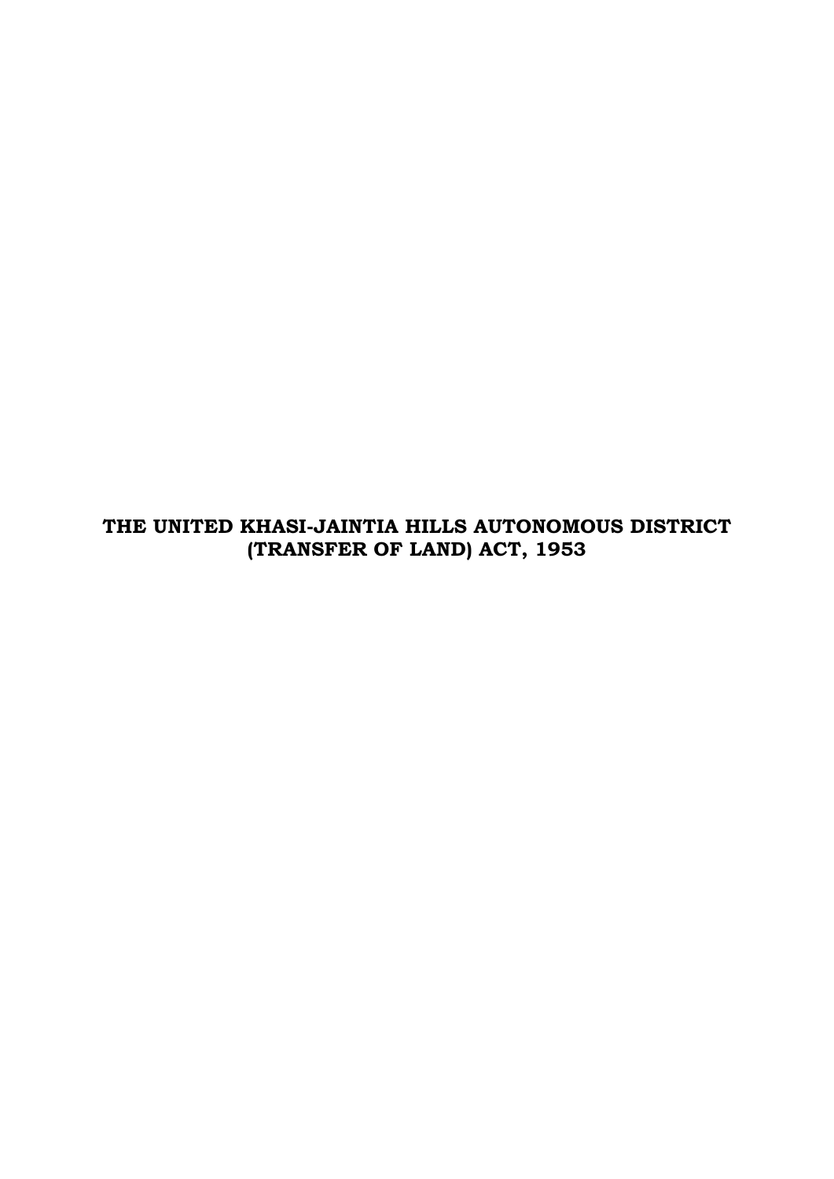# THE UNITED KHASI-JAINTIA HILLS AUTONOMOUS DISTRICT (TRANSFER OF LAND) ACT, 1953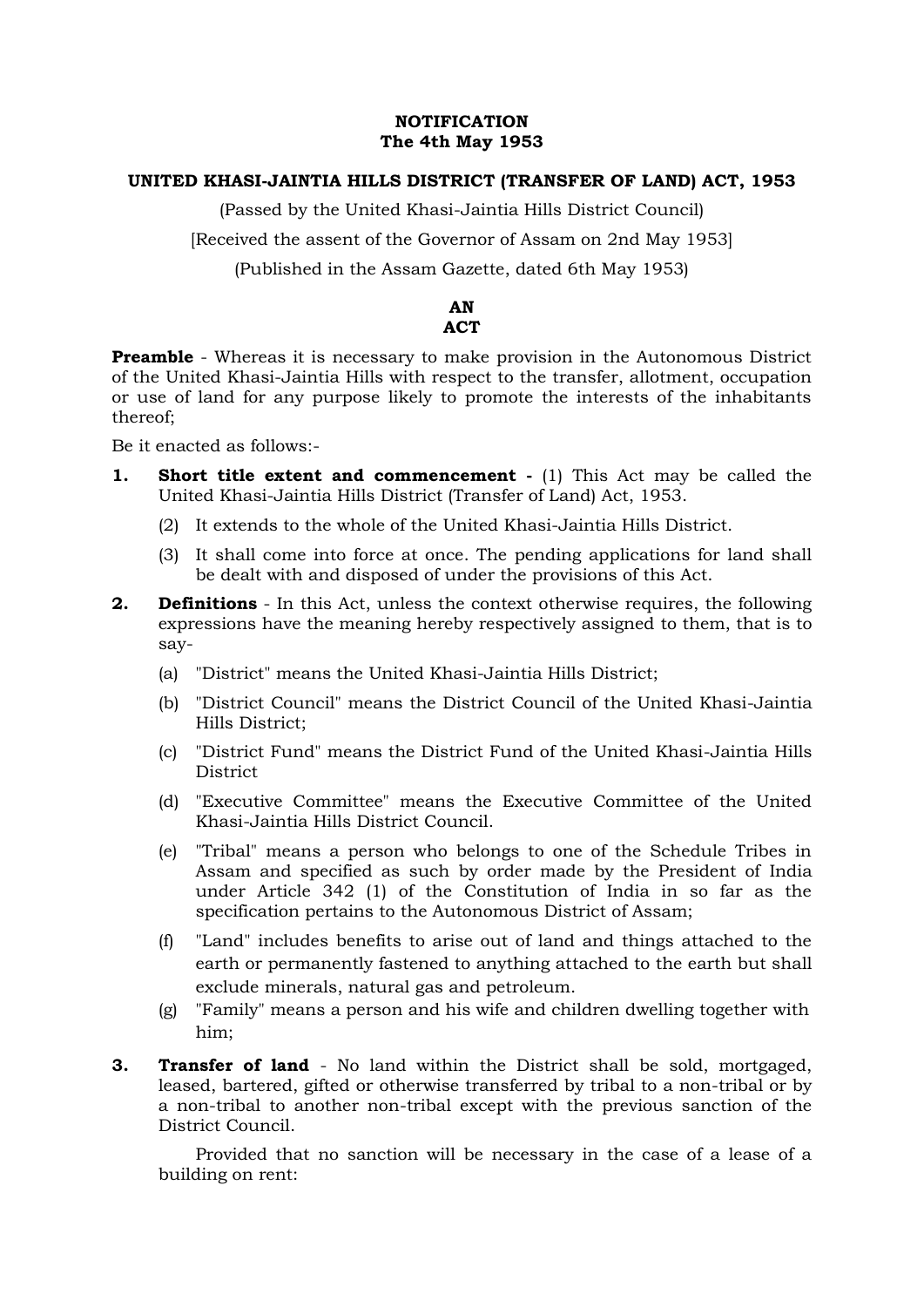**NOTIFICATION**
**The 4th May 1953**

**UNITED KHASI-JAINTIA HILLS DISTRICT (TRANSFER OF LAND) ACT, 1953**

(Passed by the United Khasi-Jaintia Hills District Council)

[Received the assent of the Governor of Assam on 2nd May 1953]

(Published in the Assam Gazette, dated 6th May 1953)

**AN**
**ACT**

**Preamble** - Whereas it is necessary to make provision in the Autonomous District of the United Khasi-Jaintia Hills with respect to the transfer, allotment, occupation or use of land for any purpose likely to promote the interests of the inhabitants thereof;

Be it enacted as follows:-

**1. Short title extent and commencement -** (1) This Act may be called the United Khasi-Jaintia Hills District (Transfer of Land) Act, 1953.

(2) It extends to the whole of the United Khasi-Jaintia Hills District.

(3) It shall come into force at once. The pending applications for land shall be dealt with and disposed of under the provisions of this Act.

**2. Definitions** - In this Act, unless the context otherwise requires, the following expressions have the meaning hereby respectively assigned to them, that is to say-

(a) "District" means the United Khasi-Jaintia Hills District;

(b) "District Council" means the District Council of the United Khasi-Jaintia Hills District;

(c) "District Fund" means the District Fund of the United Khasi-Jaintia Hills District

(d) "Executive Committee" means the Executive Committee of the United Khasi-Jaintia Hills District Council.

(e) "Tribal" means a person who belongs to one of the Schedule Tribes in Assam and specified as such by order made by the President of India under Article 342 (1) of the Constitution of India in so far as the specification pertains to the Autonomous District of Assam;

(f) "Land" includes benefits to arise out of land and things attached to the earth or permanently fastened to anything attached to the earth but shall exclude minerals, natural gas and petroleum.

(g) "Family" means a person and his wife and children dwelling together with him;

**3. Transfer of land** - No land within the District shall be sold, mortgaged, leased, bartered, gifted or otherwise transferred by tribal to a non-tribal or by a non-tribal to another non-tribal except with the previous sanction of the District Council.

Provided that no sanction will be necessary in the case of a lease of a building on rent: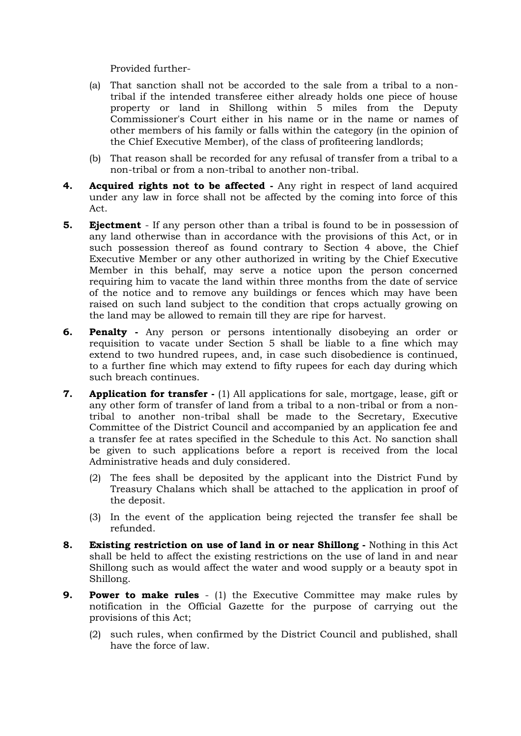Provided further-

(a) That sanction shall not be accorded to the sale from a tribal to a non-tribal if the intended transferee either already holds one piece of house property or land in Shillong within 5 miles from the Deputy Commissioner's Court either in his name or in the name or names of other members of his family or falls within the category (in the opinion of the Chief Executive Member), of the class of profiteering landlords;

(b) That reason shall be recorded for any refusal of transfer from a tribal to a non-tribal or from a non-tribal to another non-tribal.

**4. Acquired rights not to be affected -** Any right in respect of land acquired under any law in force shall not be affected by the coming into force of this Act.

**5. Ejectment** - If any person other than a tribal is found to be in possession of any land otherwise than in accordance with the provisions of this Act, or in such possession thereof as found contrary to Section 4 above, the Chief Executive Member or any other authorized in writing by the Chief Executive Member in this behalf, may serve a notice upon the person concerned requiring him to vacate the land within three months from the date of service of the notice and to remove any buildings or fences which may have been raised on such land subject to the condition that crops actually growing on the land may be allowed to remain till they are ripe for harvest.

**6. Penalty -** Any person or persons intentionally disobeying an order or requisition to vacate under Section 5 shall be liable to a fine which may extend to two hundred rupees, and, in case such disobedience is continued, to a further fine which may extend to fifty rupees for each day during which such breach continues.

**7. Application for transfer -** (1) All applications for sale, mortgage, lease, gift or any other form of transfer of land from a tribal to a non-tribal or from a non-tribal to another non-tribal shall be made to the Secretary, Executive Committee of the District Council and accompanied by an application fee and a transfer fee at rates specified in the Schedule to this Act. No sanction shall be given to such applications before a report is received from the local Administrative heads and duly considered.

(2) The fees shall be deposited by the applicant into the District Fund by Treasury Chalans which shall be attached to the application in proof of the deposit.

(3) In the event of the application being rejected the transfer fee shall be refunded.

**8. Existing restriction on use of land in or near Shillong -** Nothing in this Act shall be held to affect the existing restrictions on the use of land in and near Shillong such as would affect the water and wood supply or a beauty spot in Shillong.

**9. Power to make rules** - (1) the Executive Committee may make rules by notification in the Official Gazette for the purpose of carrying out the provisions of this Act;

(2) such rules, when confirmed by the District Council and published, shall have the force of law.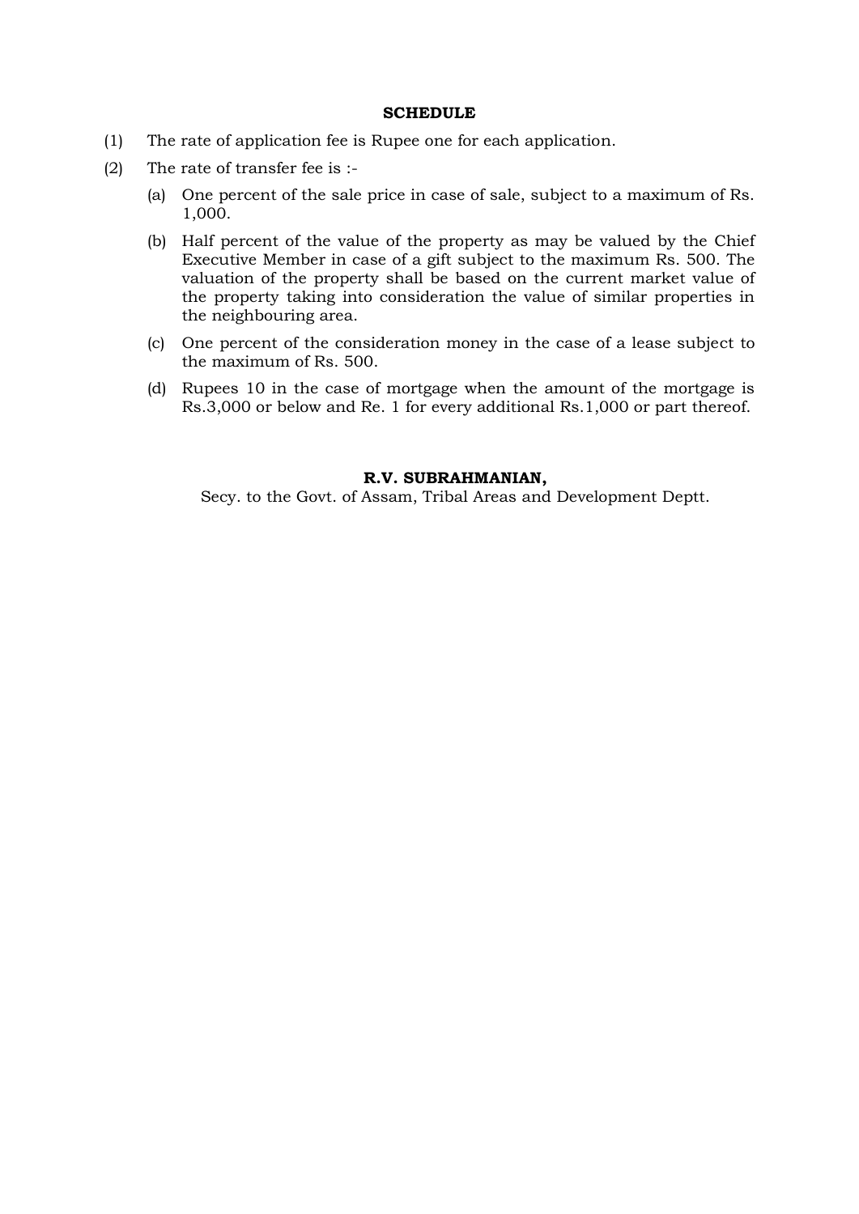## SCHEDULE

(1) The rate of application fee is Rupee one for each application.

(2) The rate of transfer fee is :-

   (a) One percent of the sale price in case of sale, subject to a maximum of Rs. 1,000.

   (b) Half percent of the value of the property as may be valued by the Chief Executive Member in case of a gift subject to the maximum Rs. 500. The valuation of the property shall be based on the current market value of the property taking into consideration the value of similar properties in the neighbouring area.

   (c) One percent of the consideration money in the case of a lease subject to the maximum of Rs. 500.

   (d) Rupees 10 in the case of mortgage when the amount of the mortgage is Rs.3,000 or below and Re. 1 for every additional Rs.1,000 or part thereof.

**R.V. SUBRAHMANIAN,**
Secy. to the Govt. of Assam, Tribal Areas and Development Deptt.